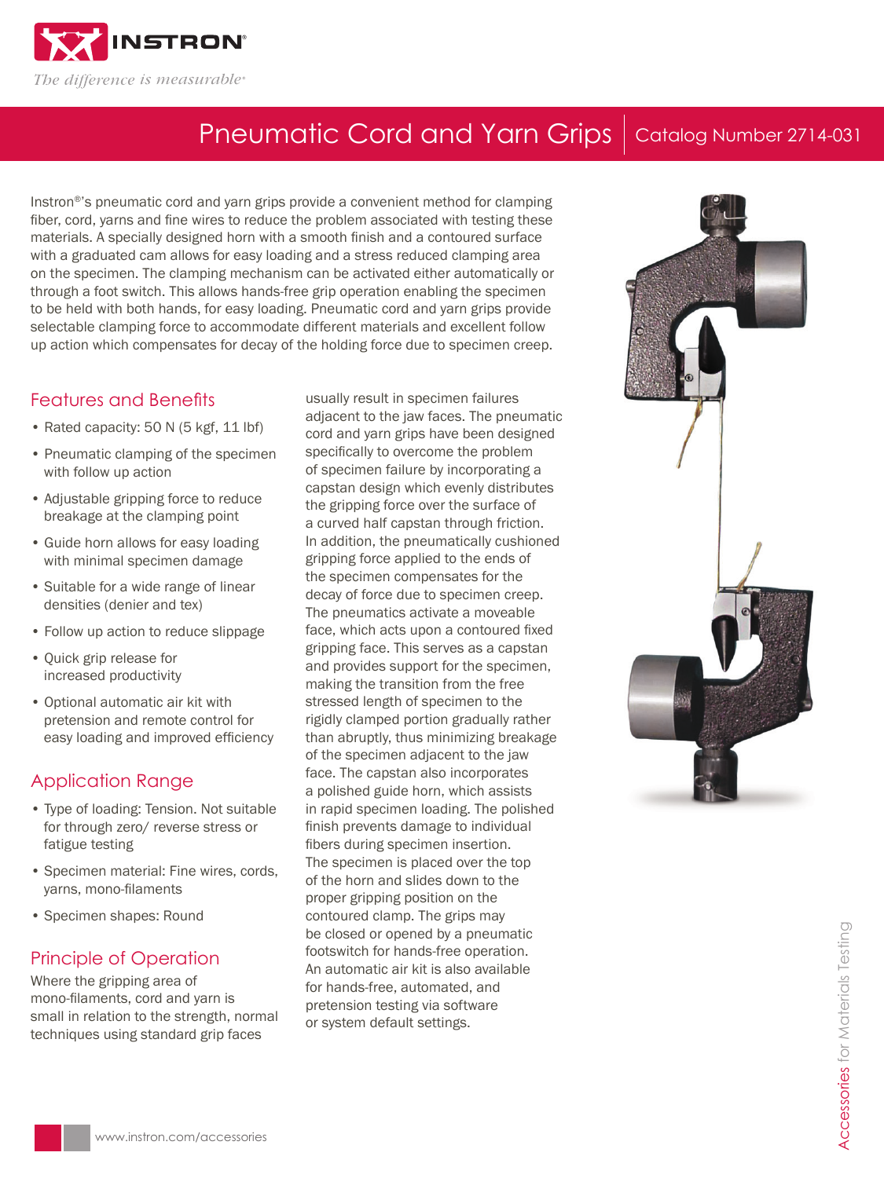# Pneumatic Cord and Yarn Grips | Catalog Number 2714-031

Instron®'s pneumatic cord and yarn grips provide a convenient method for clamping fiber, cord, yarns and fine wires to reduce the problem associated with testing these materials. A specially designed horn with a smooth finish and a contoured surface with a graduated cam allows for easy loading and a stress reduced clamping area on the specimen. The clamping mechanism can be activated either automatically or through a foot switch. This allows hands-free grip operation enabling the specimen to be held with both hands, for easy loading. Pneumatic cord and yarn grips provide selectable clamping force to accommodate different materials and excellent follow up action which compensates for decay of the holding force due to specimen creep.

## Features and Benefits

- Rated capacity: 50 N (5 kgf, 11 lbf)
- Pneumatic clamping of the specimen with follow up action
- Adjustable gripping force to reduce breakage at the clamping point
- Guide horn allows for easy loading with minimal specimen damage
- Suitable for a wide range of linear densities (denier and tex)
- Follow up action to reduce slippage
- Quick grip release for increased productivity
- Optional automatic air kit with pretension and remote control for easy loading and improved efficiency

## Application Range

- Type of loading: Tension. Not suitable for through zero/ reverse stress or fatigue testing
- Specimen material: Fine wires, cords, yarns, mono-filaments
- Specimen shapes: Round

## Principle of Operation

Where the gripping area of mono-filaments, cord and yarn is small in relation to the strength, normal techniques using standard grip faces usually result in specimen failures adjacent to the jaw faces. The pneumatic cord and yarn grips have been designed specifically to overcome the problem of specimen failure by incorporating a capstan design which evenly distributes the gripping force over the surface of a curved half capstan through friction. In addition, the pneumatically cushioned gripping force applied to the ends of the specimen compensates for the decay of force due to specimen creep. The pneumatics activate a moveable face, which acts upon a contoured fixed gripping face. This serves as a capstan and provides support for the specimen, making the transition from the free stressed length of specimen to the rigidly clamped portion gradually rather than abruptly, thus minimizing breakage of the specimen adjacent to the jaw face. The capstan also incorporates a polished guide horn, which assists in rapid specimen loading. The polished finish prevents damage to individual fibers during specimen insertion. The specimen is placed over the top of the horn and slides down to the proper gripping position on the contoured clamp. The grips may be closed or opened by a pneumatic footswitch for hands-free operation. An automatic air kit is also available for hands-free, automated, and pretension testing via software or system default settings.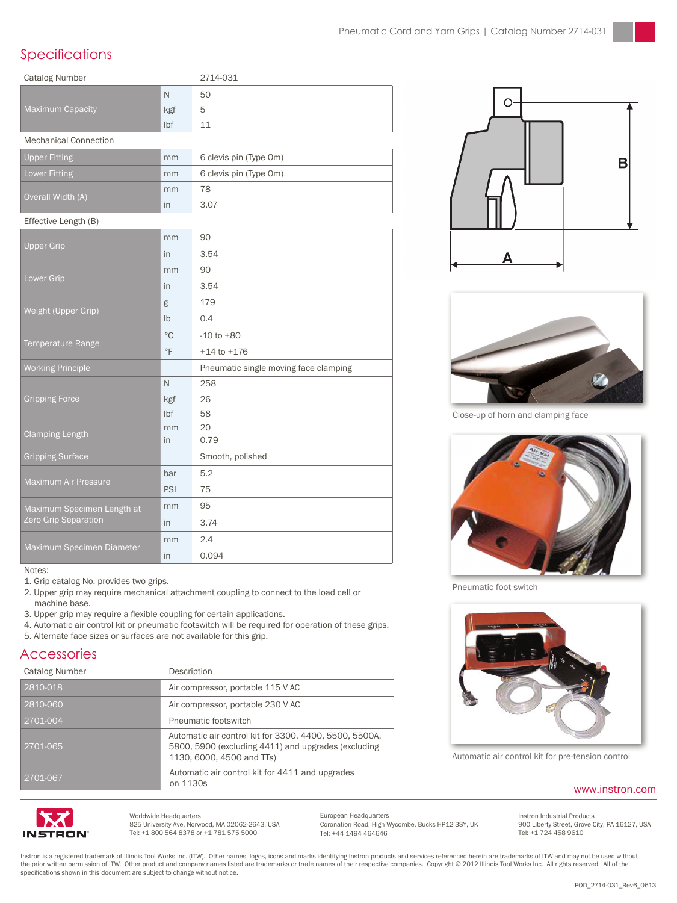## Specifications

| Catalog Number | | 2714-031 |
|---|---|---|
| Maximum Capacity | N | 50 |
| | kgf | 5 |
| | lbf | 11 |
| **Mechanical Connection** | | |
| Upper Fitting | mm | 6 clevis pin (Type Om) |
| Lower Fitting | mm | 6 clevis pin (Type Om) |
| Overall Width (A) | mm | 78 |
| | in | 3.07 |
| **Effective Length (B)** | | |
| Upper Grip | mm | 90 |
| | in | 3.54 |
| Lower Grip | mm | 90 |
| | in | 3.54 |
| Weight (Upper Grip) | g | 179 |
| | lb | 0.4 |
| Temperature Range | °C | -10 to +80 |
| | °F | +14 to +176 |
| Working Principle | | Pneumatic single moving face clamping |
| Gripping Force | N | 258 |
| | kgf | 26 |
| | lbf | 58 |
| Clamping Length | mm | 20 |
| | in | 0.79 |
| Gripping Surface | | Smooth, polished |
| Maximum Air Pressure | bar | 5.2 |
| | PSI | 75 |
| Maximum Specimen Length at Zero Grip Separation | mm | 95 |
| | in | 3.74 |
| Maximum Specimen Diameter | mm | 2.4 |
| | in | 0.094 |

Notes:

1. Grip catalog No. provides two grips.
2. Upper grip may require mechanical attachment coupling to connect to the load cell or machine base.
3. Upper grip may require a flexible coupling for certain applications.
4. Automatic air control kit or pneumatic footswitch will be required for operation of these grips.
5. Alternate face sizes or surfaces are not available for this grip.

B

A

Close-up of horn and clamping face

Pneumatic foot switch

Automatic air control kit for pre-tension control

## Accessories

| Catalog Number | Description |
|---|---|
| 2810-018 | Air compressor, portable 115 V AC |
| 2810-060 | Air compressor, portable 230 V AC |
| 2701-004 | Pneumatic footswitch |
| 2701-065 | Automatic air control kit for 3300, 4400, 5500, 5500A, 5800, 5900 (excluding 4411) and upgrades (excluding 1130, 6000, 4500 and TTs) |
| 2701-067 | Automatic air control kit for 4411 and upgrades on 1130s |

www.instron.com

INSTRON®

Worldwide Headquarters
825 University Ave, Norwood, MA 02062-2643, USA
Tel: +1 800 564 8378 or +1 781 575 5000

European Headquarters
Coronation Road, High Wycombe, Bucks HP12 3SY, UK
Tel: +44 1494 464646

Instron Industrial Products
900 Liberty Street, Grove City, PA 16127, USA
Tel: +1 724 458 9610

Instron is a registered trademark of Illinois Tool Works Inc. (ITW). Other names, logos, icons and marks identifying Instron products and services referenced herein are trademarks of ITW and may not be used without the prior written permission of ITW. Other product and company names listed are trademarks or trade names of their respective companies. Copyright © 2012 Illinois Tool Works Inc. All rights reserved. All of the specifications shown in this document are subject to change without notice.

POD_2714-031_Rev6_0613